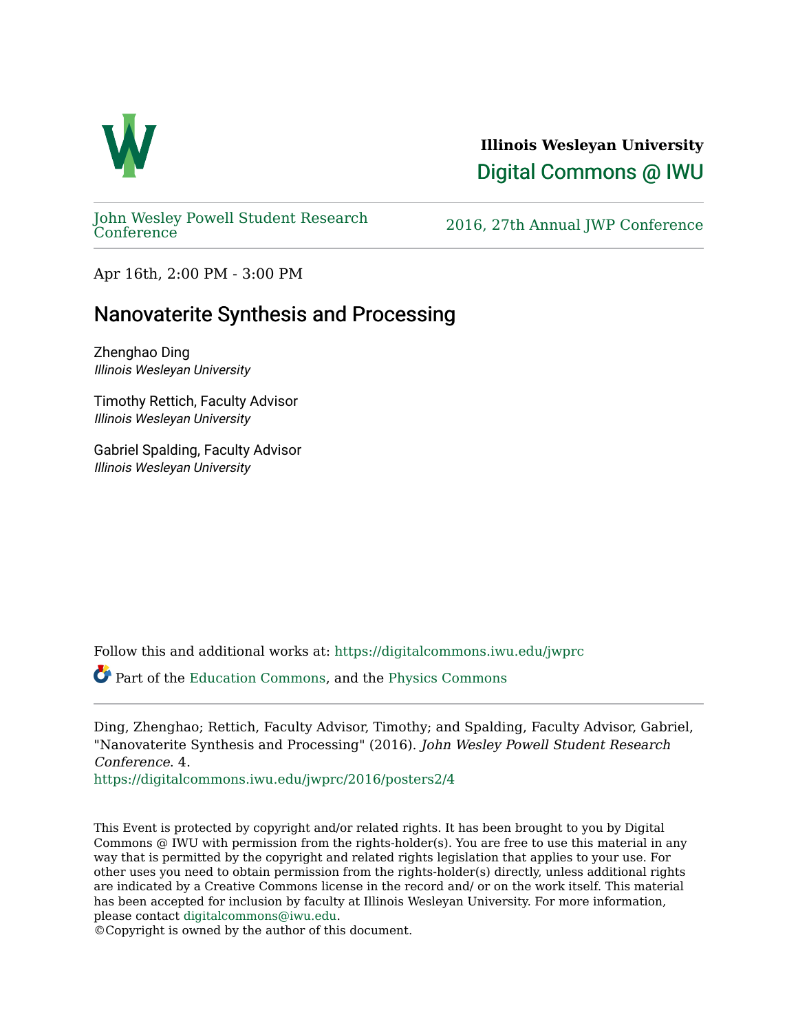**Illinois Wesleyan University**

Digital Commons @ IWU

John Wesley Powell Student Research Conference | 2016, 27th Annual JWP Conference

Apr 16th, 2:00 PM - 3:00 PM

# Nanovaterite Synthesis and Processing

Zhenghao Ding
*Illinois Wesleyan University*

Timothy Rettich, Faculty Advisor
*Illinois Wesleyan University*

Gabriel Spalding, Faculty Advisor
*Illinois Wesleyan University*

Follow this and additional works at: https://digitalcommons.iwu.edu/jwprc

Part of the Education Commons, and the Physics Commons

Ding, Zhenghao; Rettich, Faculty Advisor, Timothy; and Spalding, Faculty Advisor, Gabriel, "Nanovaterite Synthesis and Processing" (2016). *John Wesley Powell Student Research Conference*. 4.
https://digitalcommons.iwu.edu/jwprc/2016/posters2/4

This Event is protected by copyright and/or related rights. It has been brought to you by Digital Commons @ IWU with permission from the rights-holder(s). You are free to use this material in any way that is permitted by the copyright and related rights legislation that applies to your use. For other uses you need to obtain permission from the rights-holder(s) directly, unless additional rights are indicated by a Creative Commons license in the record and/ or on the work itself. This material has been accepted for inclusion by faculty at Illinois Wesleyan University. For more information, please contact digitalcommons@iwu.edu.
©Copyright is owned by the author of this document.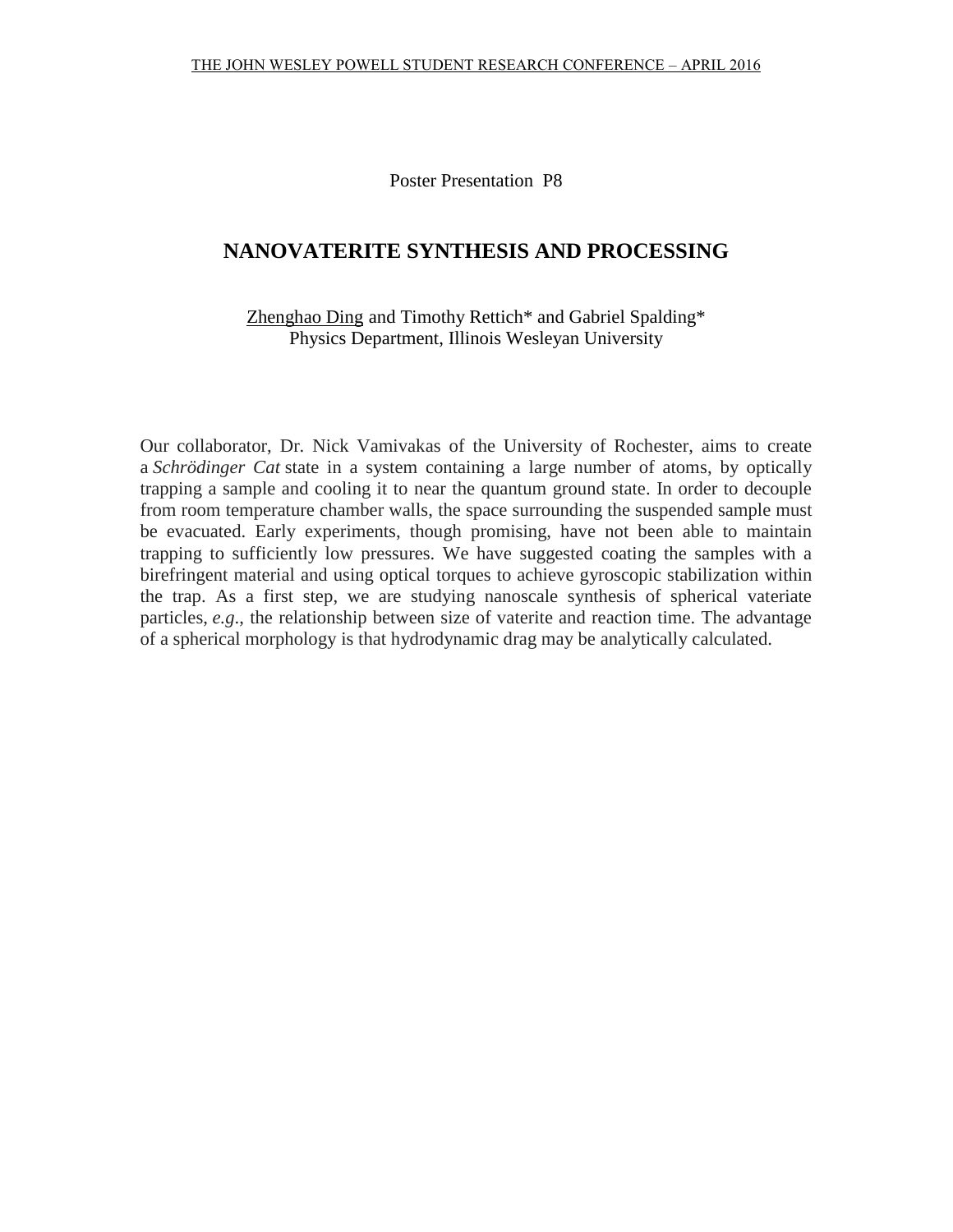Poster Presentation P8

## NANOVATERITE SYNTHESIS AND PROCESSING

Zhenghao Ding and Timothy Rettich* and Gabriel Spalding*
Physics Department, Illinois Wesleyan University

Our collaborator, Dr. Nick Vamivakas of the University of Rochester, aims to create a *Schrödinger Cat* state in a system containing a large number of atoms, by optically trapping a sample and cooling it to near the quantum ground state. In order to decouple from room temperature chamber walls, the space surrounding the suspended sample must be evacuated. Early experiments, though promising, have not been able to maintain trapping to sufficiently low pressures. We have suggested coating the samples with a birefringent material and using optical torques to achieve gyroscopic stabilization within the trap. As a first step, we are studying nanoscale synthesis of spherical vateriate particles, *e.g*., the relationship between size of vaterite and reaction time. The advantage of a spherical morphology is that hydrodynamic drag may be analytically calculated.